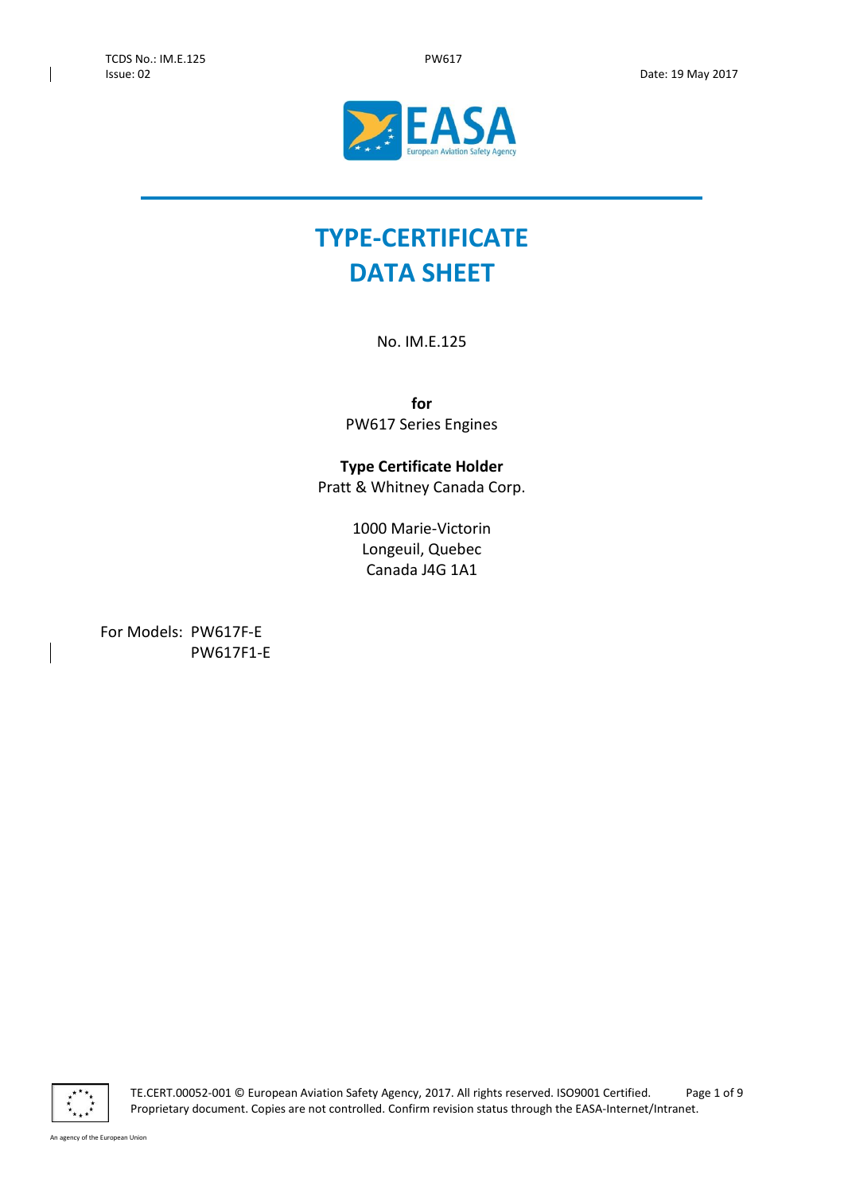# TYPE-CERTIFICATE DATA SHEET

No. IM.E.125

**for**
PW617 Series Engines

**Type Certificate Holder**
Pratt & Whitney Canada Corp.

1000 Marie-Victorin
Longeuil, Quebec
Canada J4G 1A1

For Models: PW617F-E
PW617F1-E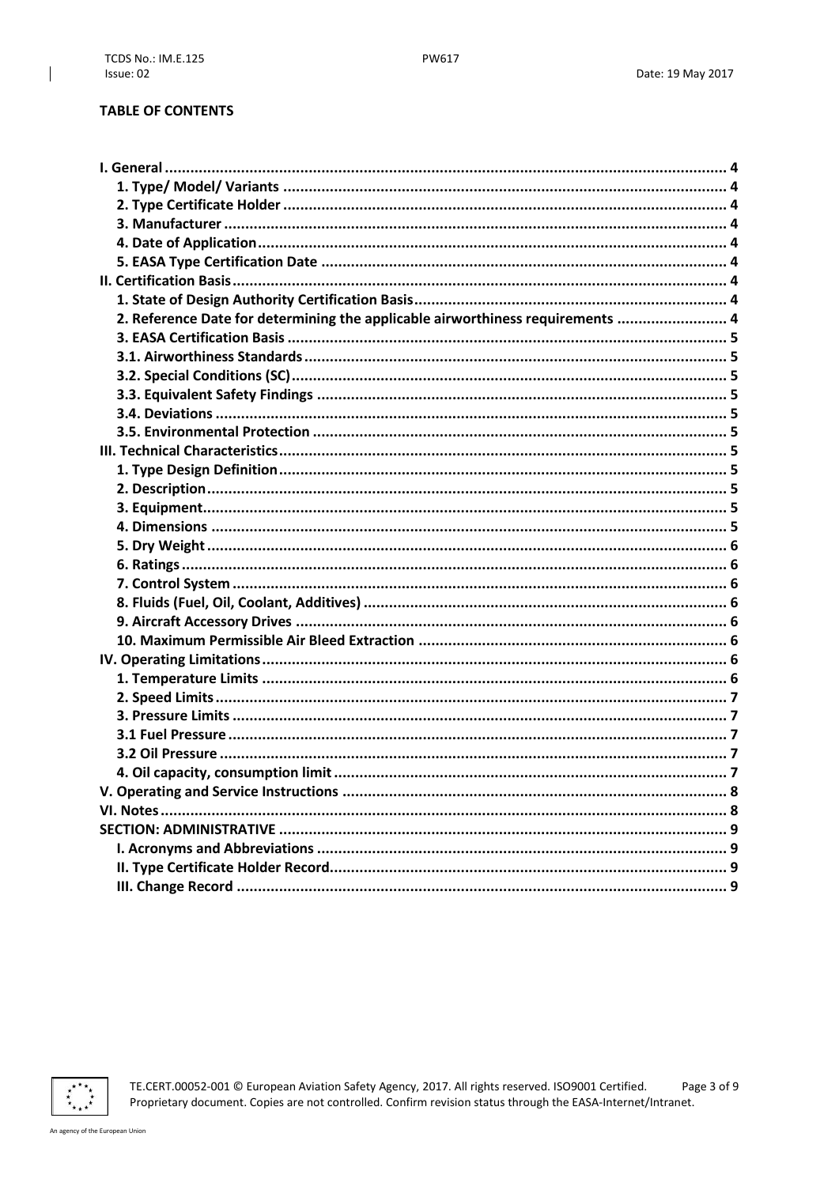**TABLE OF CONTENTS**

- **I. General** ... 4
  - **1. Type/ Model/ Variants** ... 4
  - **2. Type Certificate Holder** ... 4
  - **3. Manufacturer** ... 4
  - **4. Date of Application** ... 4
  - **5. EASA Type Certification Date** ... 4
- **II. Certification Basis** ... 4
  - **1. State of Design Authority Certification Basis** ... 4
  - **2. Reference Date for determining the applicable airworthiness requirements** ... 4
  - **3. EASA Certification Basis** ... 5
  - **3.1. Airworthiness Standards** ... 5
  - **3.2. Special Conditions (SC)** ... 5
  - **3.3. Equivalent Safety Findings** ... 5
  - **3.4. Deviations** ... 5
  - **3.5. Environmental Protection** ... 5
- **III. Technical Characteristics** ... 5
  - **1. Type Design Definition** ... 5
  - **2. Description** ... 5
  - **3. Equipment** ... 5
  - **4. Dimensions** ... 5
  - **5. Dry Weight** ... 6
  - **6. Ratings** ... 6
  - **7. Control System** ... 6
  - **8. Fluids (Fuel, Oil, Coolant, Additives)** ... 6
  - **9. Aircraft Accessory Drives** ... 6
  - **10. Maximum Permissible Air Bleed Extraction** ... 6
- **IV. Operating Limitations** ... 6
  - **1. Temperature Limits** ... 6
  - **2. Speed Limits** ... 7
  - **3. Pressure Limits** ... 7
  - **3.1 Fuel Pressure** ... 7
  - **3.2 Oil Pressure** ... 7
  - **4. Oil capacity, consumption limit** ... 7
- **V. Operating and Service Instructions** ... 8
- **VI. Notes** ... 8
- **SECTION: ADMINISTRATIVE** ... 9
  - **I. Acronyms and Abbreviations** ... 9
  - **II. Type Certificate Holder Record** ... 9
  - **III. Change Record** ... 9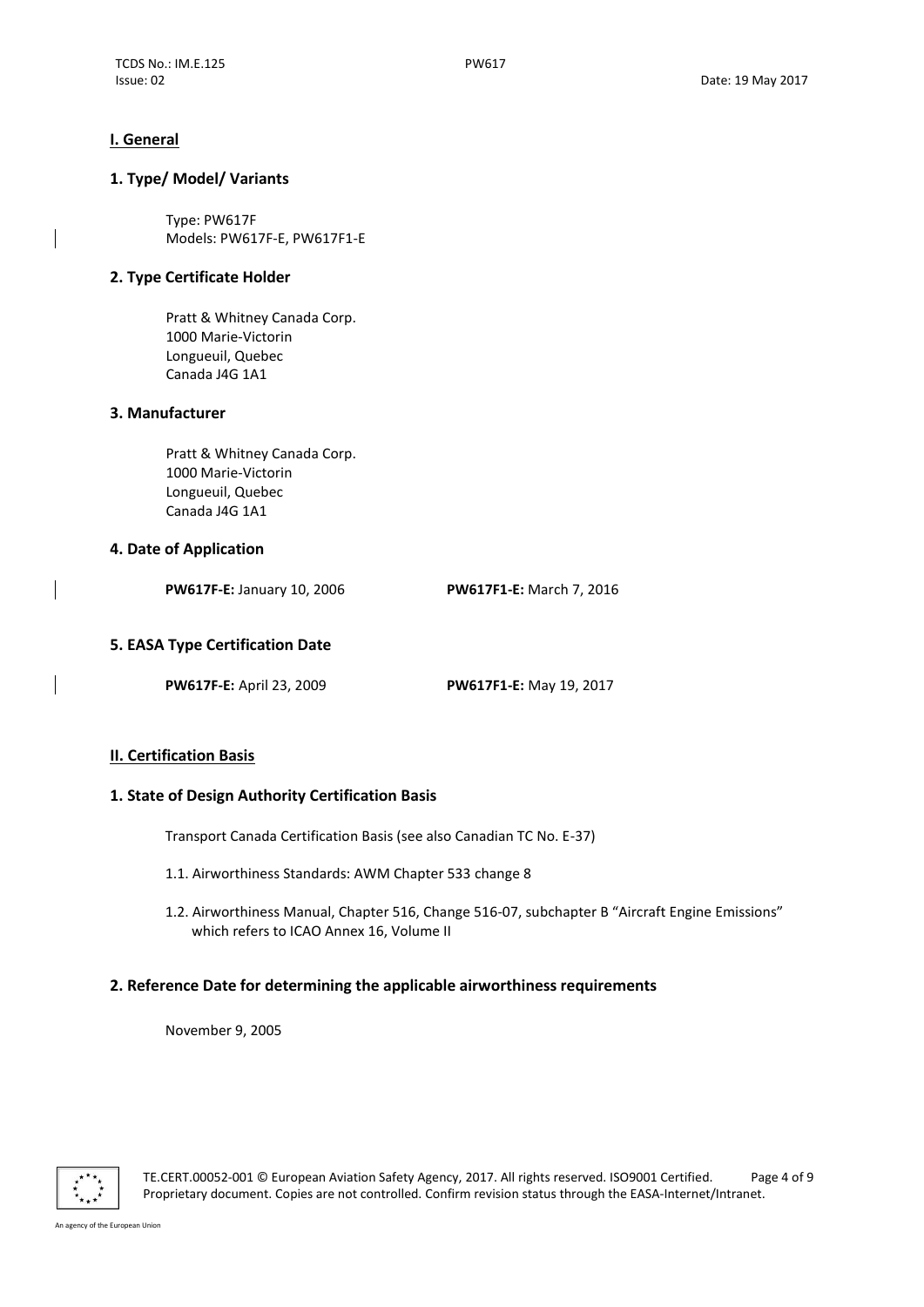## I. General

### 1. Type/ Model/ Variants

Type: PW617F
Models: PW617F-E, PW617F1-E

### 2. Type Certificate Holder

Pratt & Whitney Canada Corp.
1000 Marie-Victorin
Longueuil, Quebec
Canada J4G 1A1

### 3. Manufacturer

Pratt & Whitney Canada Corp.
1000 Marie-Victorin
Longueuil, Quebec
Canada J4G 1A1

### 4. Date of Application

**PW617F-E:** January 10, 2006 **PW617F1-E:** March 7, 2016

### 5. EASA Type Certification Date

**PW617F-E:** April 23, 2009 **PW617F1-E:** May 19, 2017

## II. Certification Basis

### 1. State of Design Authority Certification Basis

Transport Canada Certification Basis (see also Canadian TC No. E-37)

1.1. Airworthiness Standards: AWM Chapter 533 change 8

1.2. Airworthiness Manual, Chapter 516, Change 516-07, subchapter B "Aircraft Engine Emissions" which refers to ICAO Annex 16, Volume II

### 2. Reference Date for determining the applicable airworthiness requirements

November 9, 2005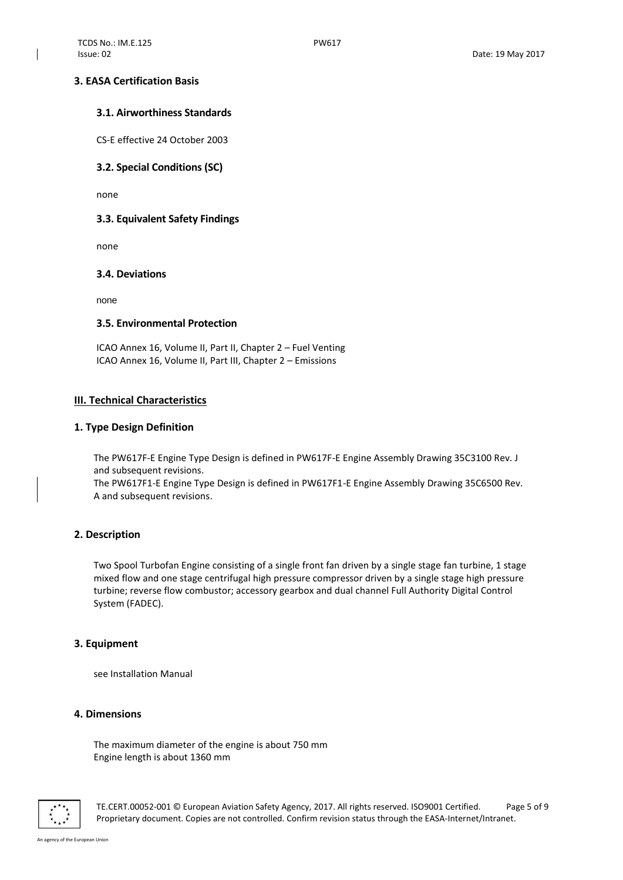### 3. EASA Certification Basis

#### 3.1. Airworthiness Standards

CS-E effective 24 October 2003

#### 3.2. Special Conditions (SC)

none

#### 3.3. Equivalent Safety Findings

none

#### 3.4. Deviations

none

#### 3.5. Environmental Protection

ICAO Annex 16, Volume II, Part II, Chapter 2 – Fuel Venting
ICAO Annex 16, Volume II, Part III, Chapter 2 – Emissions

## III. Technical Characteristics

### 1. Type Design Definition

The PW617F-E Engine Type Design is defined in PW617F-E Engine Assembly Drawing 35C3100 Rev. J and subsequent revisions.
The PW617F1-E Engine Type Design is defined in PW617F1-E Engine Assembly Drawing 35C6500 Rev. A and subsequent revisions.

### 2. Description

Two Spool Turbofan Engine consisting of a single front fan driven by a single stage fan turbine, 1 stage mixed flow and one stage centrifugal high pressure compressor driven by a single stage high pressure turbine; reverse flow combustor; accessory gearbox and dual channel Full Authority Digital Control System (FADEC).

### 3. Equipment

see Installation Manual

### 4. Dimensions

The maximum diameter of the engine is about 750 mm
Engine length is about 1360 mm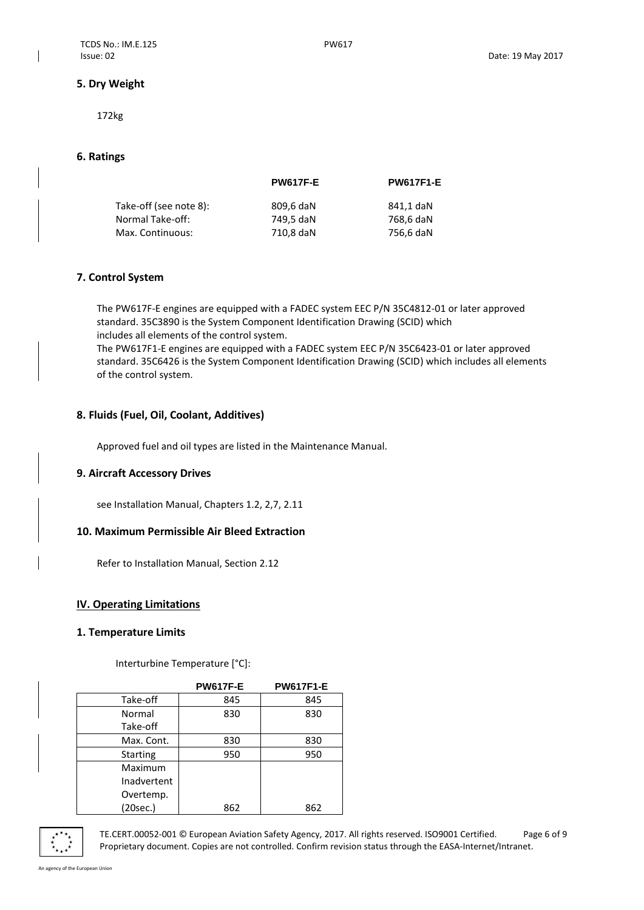### 5. Dry Weight

172kg

### 6. Ratings

| | PW617F-E | PW617F1-E |
|---|---|---|
| Take-off (see note 8): | 809,6 daN | 841,1 daN |
| Normal Take-off: | 749,5 daN | 768,6 daN |
| Max. Continuous: | 710,8 daN | 756,6 daN |

### 7. Control System

The PW617F-E engines are equipped with a FADEC system EEC P/N 35C4812-01 or later approved standard. 35C3890 is the System Component Identification Drawing (SCID) which includes all elements of the control system.
The PW617F1-E engines are equipped with a FADEC system EEC P/N 35C6423-01 or later approved standard. 35C6426 is the System Component Identification Drawing (SCID) which includes all elements of the control system.

### 8. Fluids (Fuel, Oil, Coolant, Additives)

Approved fuel and oil types are listed in the Maintenance Manual.

### 9. Aircraft Accessory Drives

see Installation Manual, Chapters 1.2, 2,7, 2.11

### 10. Maximum Permissible Air Bleed Extraction

Refer to Installation Manual, Section 2.12

## IV. Operating Limitations

### 1. Temperature Limits

Interturbine Temperature [°C]:

| | PW617F-E | PW617F1-E |
|---|---|---|
| Take-off | 845 | 845 |
| Normal Take-off | 830 | 830 |
| Max. Cont. | 830 | 830 |
| Starting | 950 | 950 |
| Maximum Inadvertent Overtemp. (20sec.) | 862 | 862 |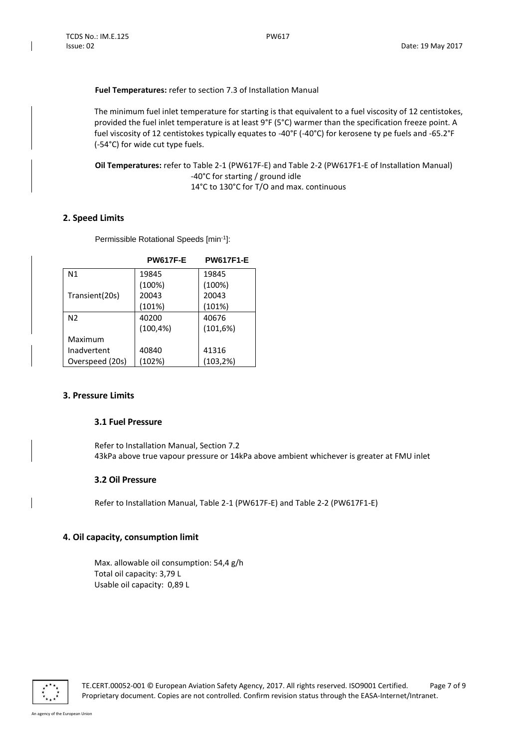**Fuel Temperatures:** refer to section 7.3 of Installation Manual

The minimum fuel inlet temperature for starting is that equivalent to a fuel viscosity of 12 centistokes, provided the fuel inlet temperature is at least 9°F (5°C) warmer than the specification freeze point. A fuel viscosity of 12 centistokes typically equates to -40°F (-40°C) for kerosene ty pe fuels and -65.2°F (-54°C) for wide cut type fuels.

**Oil Temperatures:** refer to Table 2-1 (PW617F-E) and Table 2-2 (PW617F1-E of Installation Manual)
-40°C for starting / ground idle
14°C to 130°C for T/O and max. continuous

## 2. Speed Limits

Permissible Rotational Speeds [min$^{-1}$]:

| | PW617F-E | PW617F1-E |
|---|---|---|
| N1 | 19845 (100%) | 19845 (100%) |
| Transient(20s) | 20043 (101%) | 20043 (101%) |
| N2 | 40200 (100,4%) | 40676 (101,6%) |
| Maximum Inadvertent Overspeed (20s) | 40840 (102%) | 41316 (103,2%) |

## 3. Pressure Limits

### 3.1 Fuel Pressure

Refer to Installation Manual, Section 7.2
43kPa above true vapour pressure or 14kPa above ambient whichever is greater at FMU inlet

### 3.2 Oil Pressure

Refer to Installation Manual, Table 2-1 (PW617F-E) and Table 2-2 (PW617F1-E)

## 4. Oil capacity, consumption limit

Max. allowable oil consumption: 54,4 g/h
Total oil capacity: 3,79 L
Usable oil capacity: 0,89 L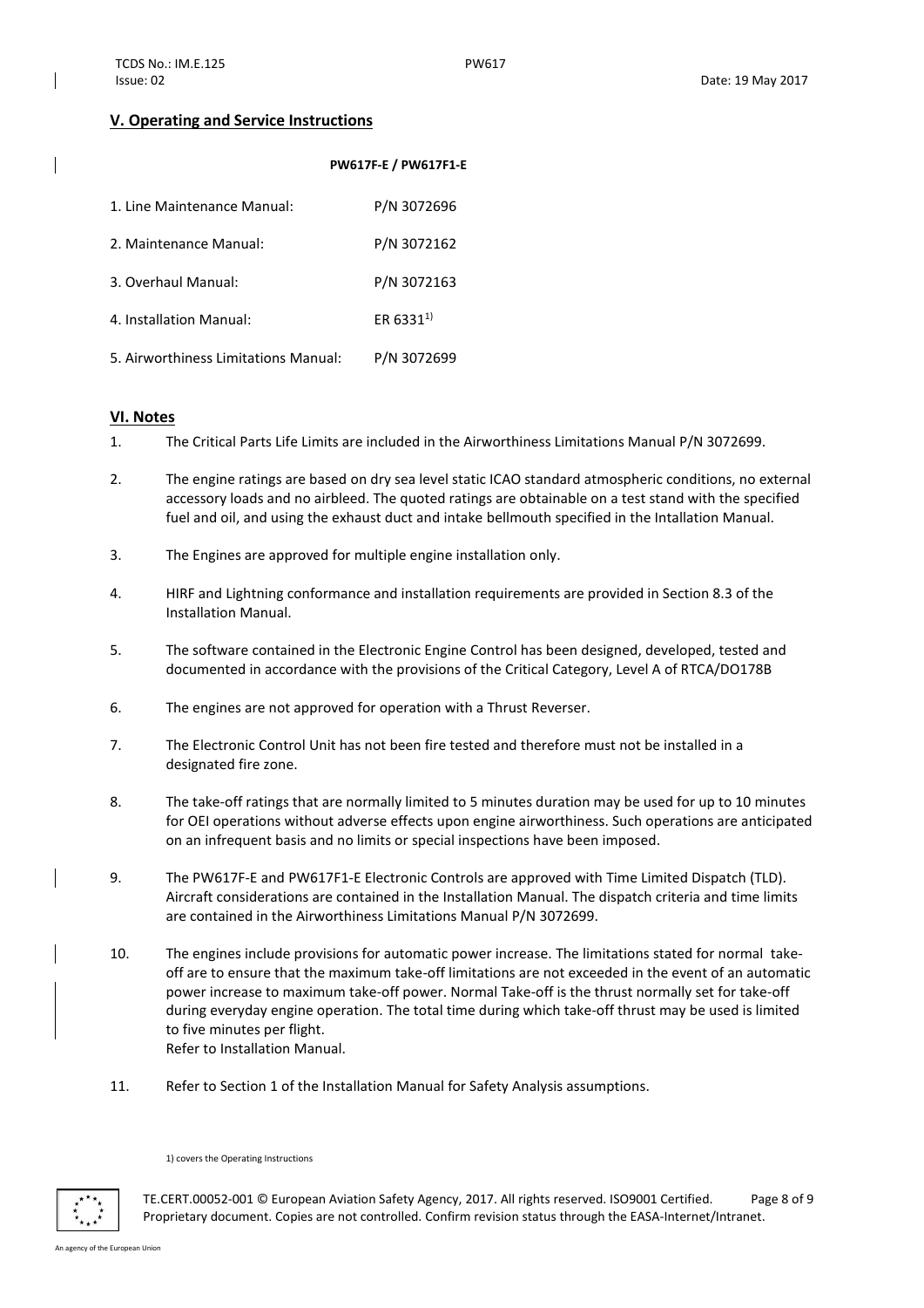## V. Operating and Service Instructions

| | PW617F-E / PW617F1-E |
|---|---|
| 1. Line Maintenance Manual: | P/N 3072696 |
| 2. Maintenance Manual: | P/N 3072162 |
| 3. Overhaul Manual: | P/N 3072163 |
| 4. Installation Manual: | ER 6331[1)] |
| 5. Airworthiness Limitations Manual: | P/N 3072699 |

## VI. Notes

1. The Critical Parts Life Limits are included in the Airworthiness Limitations Manual P/N 3072699.

2. The engine ratings are based on dry sea level static ICAO standard atmospheric conditions, no external accessory loads and no airbleed. The quoted ratings are obtainable on a test stand with the specified fuel and oil, and using the exhaust duct and intake bellmouth specified in the Intallation Manual.

3. The Engines are approved for multiple engine installation only.

4. HIRF and Lightning conformance and installation requirements are provided in Section 8.3 of the Installation Manual.

5. The software contained in the Electronic Engine Control has been designed, developed, tested and documented in accordance with the provisions of the Critical Category, Level A of RTCA/DO178B

6. The engines are not approved for operation with a Thrust Reverser.

7. The Electronic Control Unit has not been fire tested and therefore must not be installed in a designated fire zone.

8. The take-off ratings that are normally limited to 5 minutes duration may be used for up to 10 minutes for OEI operations without adverse effects upon engine airworthiness. Such operations are anticipated on an infrequent basis and no limits or special inspections have been imposed.

9. The PW617F-E and PW617F1-E Electronic Controls are approved with Time Limited Dispatch (TLD). Aircraft considerations are contained in the Installation Manual. The dispatch criteria and time limits are contained in the Airworthiness Limitations Manual P/N 3072699.

10. The engines include provisions for automatic power increase. The limitations stated for normal take-off are to ensure that the maximum take-off limitations are not exceeded in the event of an automatic power increase to maximum take-off power. Normal Take-off is the thrust normally set for take-off during everyday engine operation. The total time during which take-off thrust may be used is limited to five minutes per flight.
    Refer to Installation Manual.

11. Refer to Section 1 of the Installation Manual for Safety Analysis assumptions.

1) covers the Operating Instructions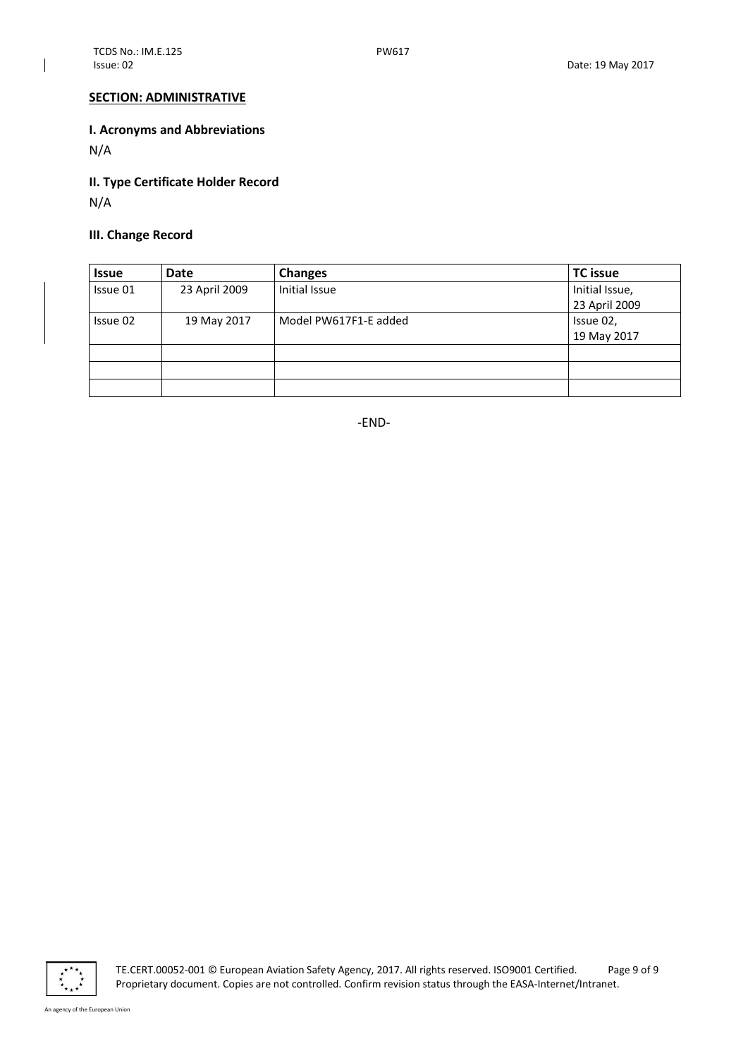## SECTION: ADMINISTRATIVE

### I. Acronyms and Abbreviations

N/A

### II. Type Certificate Holder Record

N/A

### III. Change Record

| Issue | Date | Changes | TC issue |
|---|---|---|---|
| Issue 01 | 23 April 2009 | Initial Issue | Initial Issue, 23 April 2009 |
| Issue 02 | 19 May 2017 | Model PW617F1-E added | Issue 02, 19 May 2017 |
| | | | |
| | | | |
| | | | |

-END-